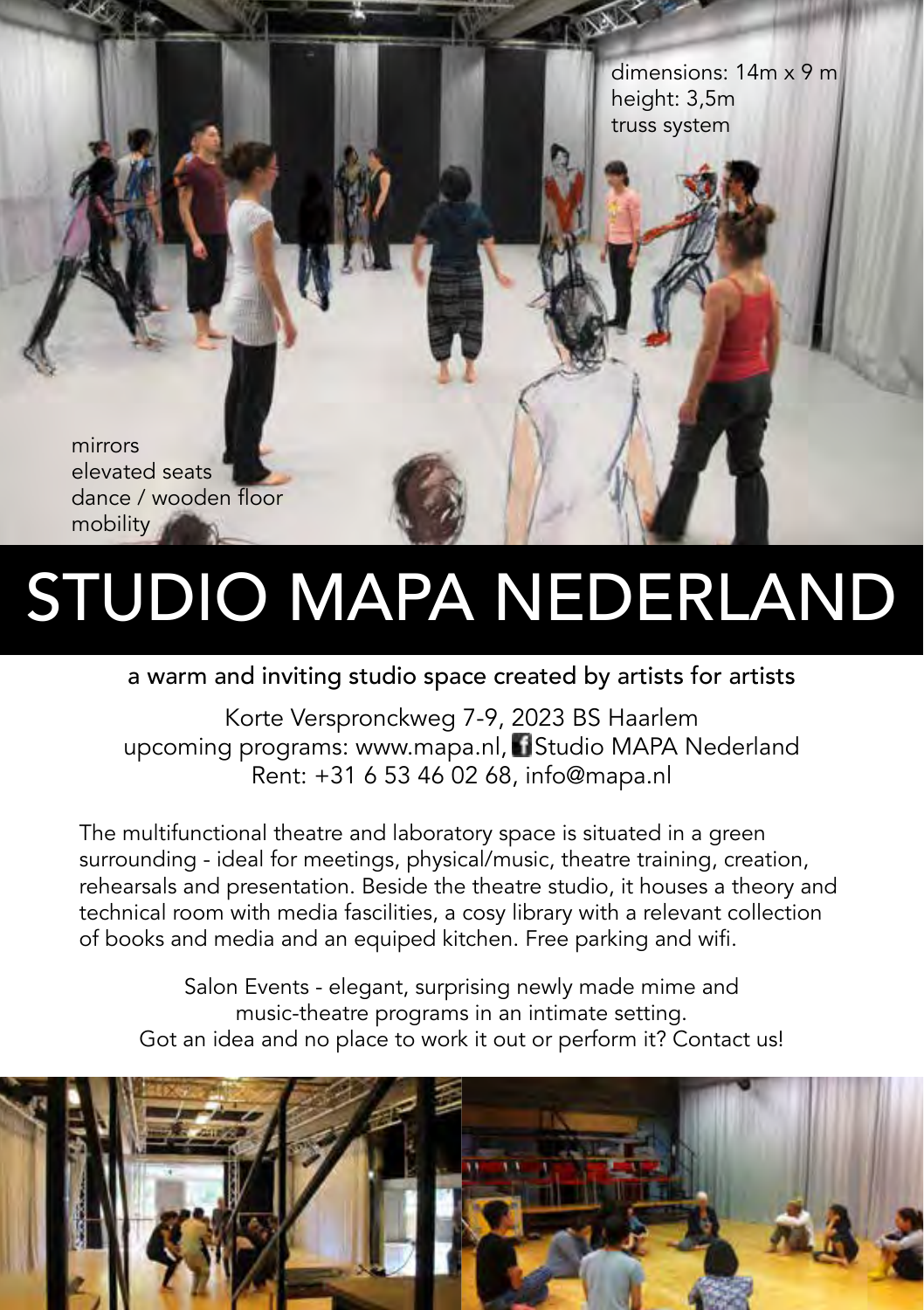dimensions: 14m x 9 m
height: 3,5m
truss system

mirrors
elevated seats
dance / wooden floor
mobility

# STUDIO MAPA NEDERLAND

a warm and inviting studio space created by artists for artists

Korte Verspronckweg 7-9, 2023 BS Haarlem
upcoming programs: www.mapa.nl, Studio MAPA Nederland
Rent: +31 6 53 46 02 68, info@mapa.nl

The multifunctional theatre and laboratory space is situated in a green surrounding - ideal for meetings, physical/music, theatre training, creation, rehearsals and presentation. Beside the theatre studio, it houses a theory and technical room with media fascilities, a cosy library with a relevant collection of books and media and an equiped kitchen. Free parking and wifi.

Salon Events - elegant, surprising newly made mime and music-theatre programs in an intimate setting.
Got an idea and no place to work it out or perform it? Contact us!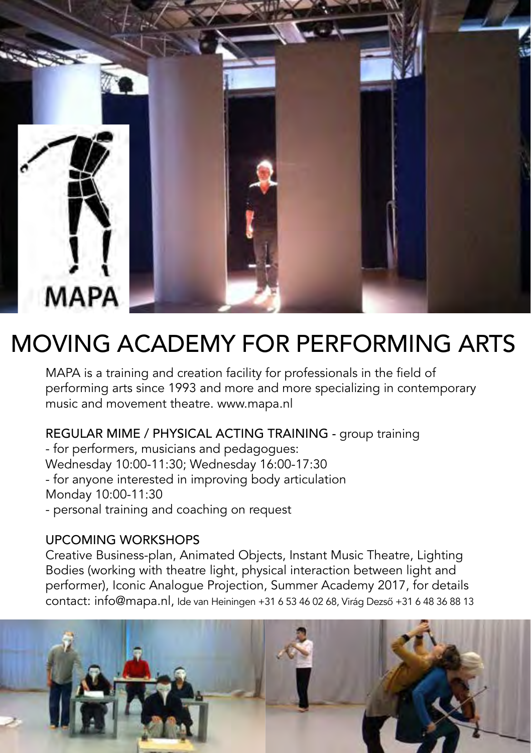MAPA

# MOVING ACADEMY FOR PERFORMING ARTS

MAPA is a training and creation facility for professionals in the field of performing arts since 1993 and more and more specializing in contemporary music and movement theatre. www.mapa.nl

REGULAR MIME / PHYSICAL ACTING TRAINING - group training
- for performers, musicians and pedagogues:
Wednesday 10:00-11:30; Wednesday 16:00-17:30
- for anyone interested in improving body articulation
Monday 10:00-11:30
- personal training and coaching on request

UPCOMING WORKSHOPS

Creative Business-plan, Animated Objects, Instant Music Theatre, Lighting Bodies (working with theatre light, physical interaction between light and performer), Iconic Analogue Projection, Summer Academy 2017, for details contact: info@mapa.nl, Ide van Heiningen +31 6 53 46 02 68, Virág Dezső +31 6 48 36 88 13